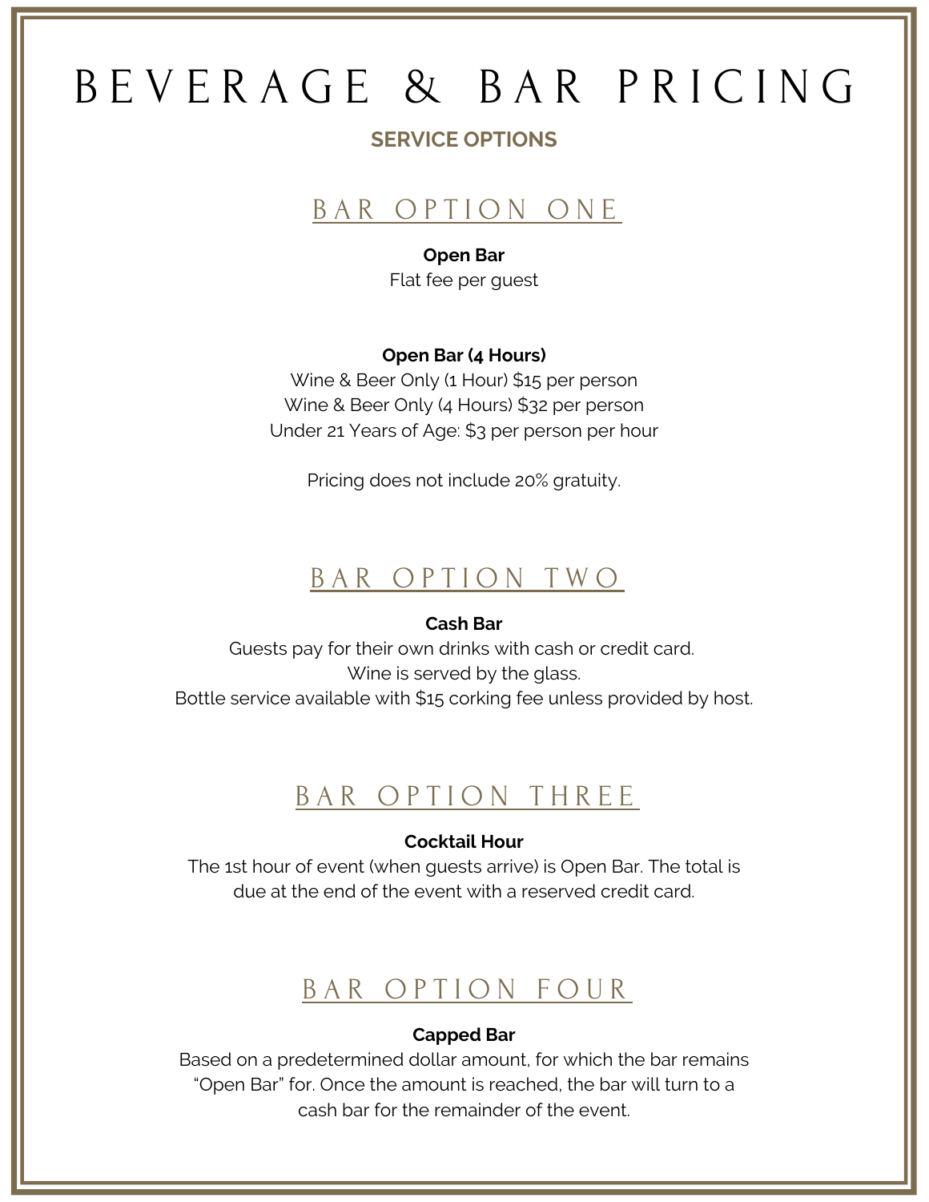# BEVERAGE & BAR PRICING

**SERVICE OPTIONS**

## BAR OPTION ONE

**Open Bar**
Flat fee per guest

**Open Bar (4 Hours)**
Wine & Beer Only (1 Hour) $15 per person
Wine & Beer Only (4 Hours) $32 per person
Under 21 Years of Age: $3 per person per hour

Pricing does not include 20% gratuity.

## BAR OPTION TWO

**Cash Bar**
Guests pay for their own drinks with cash or credit card.
Wine is served by the glass.
Bottle service available with $15 corking fee unless provided by host.

## BAR OPTION THREE

**Cocktail Hour**
The 1st hour of event (when guests arrive) is Open Bar. The total is due at the end of the event with a reserved credit card.

## BAR OPTION FOUR

**Capped Bar**
Based on a predetermined dollar amount, for which the bar remains "Open Bar" for. Once the amount is reached, the bar will turn to a cash bar for the remainder of the event.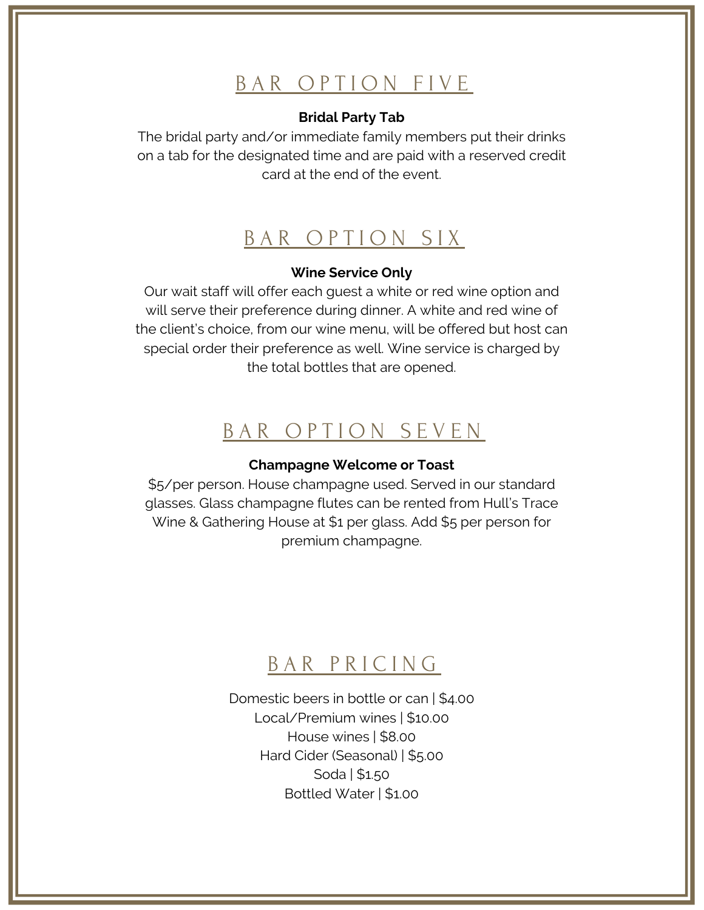## BAR OPTION FIVE

**Bridal Party Tab**

The bridal party and/or immediate family members put their drinks on a tab for the designated time and are paid with a reserved credit card at the end of the event.

## BAR OPTION SIX

**Wine Service Only**

Our wait staff will offer each guest a white or red wine option and will serve their preference during dinner. A white and red wine of the client's choice, from our wine menu, will be offered but host can special order their preference as well. Wine service is charged by the total bottles that are opened.

## BAR OPTION SEVEN

**Champagne Welcome or Toast**

$5/per person. House champagne used. Served in our standard glasses. Glass champagne flutes can be rented from Hull's Trace Wine & Gathering House at $1 per glass. Add $5 per person for premium champagne.

## BAR PRICING

Domestic beers in bottle or can | $4.00
Local/Premium wines | $10.00
House wines | $8.00
Hard Cider (Seasonal) | $5.00
Soda | $1.50
Bottled Water | $1.00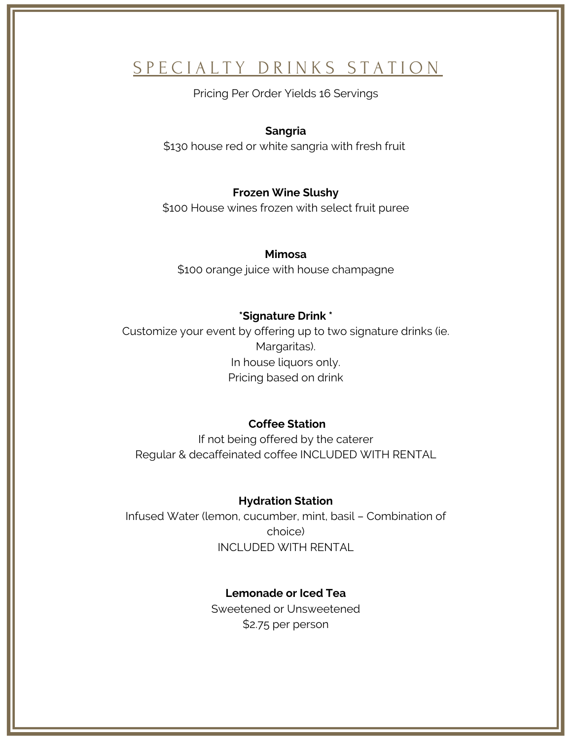# SPECIALTY DRINKS STATION

Pricing Per Order Yields 16 Servings

**Sangria**

$130 house red or white sangria with fresh fruit

**Frozen Wine Slushy**

$100 House wines frozen with select fruit puree

**Mimosa**

$100 orange juice with house champagne

***Signature Drink ***

Customize your event by offering up to two signature drinks (ie. Margaritas).
In house liquors only.
Pricing based on drink

**Coffee Station**

If not being offered by the caterer
Regular & decaffeinated coffee INCLUDED WITH RENTAL

**Hydration Station**

Infused Water (lemon, cucumber, mint, basil – Combination of choice)
INCLUDED WITH RENTAL

**Lemonade or Iced Tea**

Sweetened or Unsweetened
$2.75 per person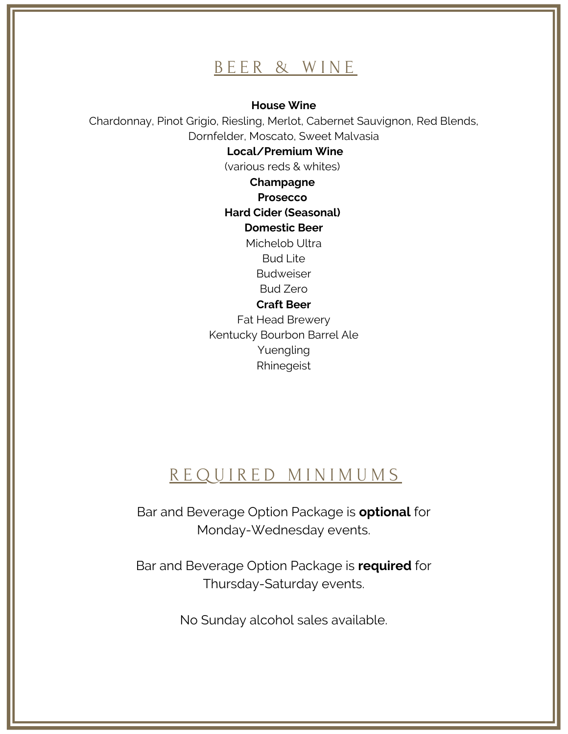## BEER & WINE

**House Wine**

Chardonnay, Pinot Grigio, Riesling, Merlot, Cabernet Sauvignon, Red Blends, Dornfelder, Moscato, Sweet Malvasia

**Local/Premium Wine**

(various reds & whites)

**Champagne**

**Prosecco**

**Hard Cider (Seasonal)**

**Domestic Beer**

Michelob Ultra

Bud Lite

Budweiser

Bud Zero

**Craft Beer**

Fat Head Brewery

Kentucky Bourbon Barrel Ale

Yuengling

Rhinegeist

## REQUIRED MINIMUMS

Bar and Beverage Option Package is **optional** for Monday-Wednesday events.

Bar and Beverage Option Package is **required** for Thursday-Saturday events.

No Sunday alcohol sales available.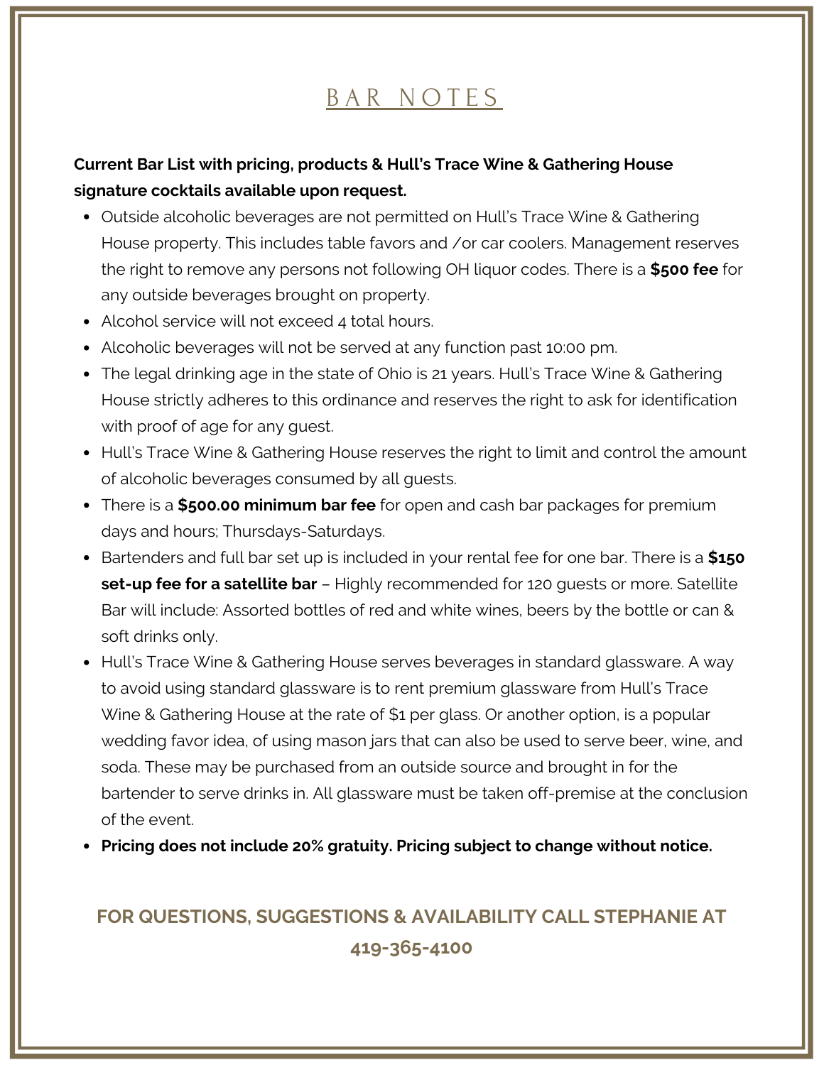# BAR NOTES

**Current Bar List with pricing, products & Hull's Trace Wine & Gathering House signature cocktails available upon request.**

- Outside alcoholic beverages are not permitted on Hull's Trace Wine & Gathering House property. This includes table favors and /or car coolers. Management reserves the right to remove any persons not following OH liquor codes. There is a **$500 fee** for any outside beverages brought on property.
- Alcohol service will not exceed 4 total hours.
- Alcoholic beverages will not be served at any function past 10:00 pm.
- The legal drinking age in the state of Ohio is 21 years. Hull's Trace Wine & Gathering House strictly adheres to this ordinance and reserves the right to ask for identification with proof of age for any guest.
- Hull's Trace Wine & Gathering House reserves the right to limit and control the amount of alcoholic beverages consumed by all guests.
- There is a **$500.00 minimum bar fee** for open and cash bar packages for premium days and hours; Thursdays-Saturdays.
- Bartenders and full bar set up is included in your rental fee for one bar. There is a **$150 set-up fee for a satellite bar** – Highly recommended for 120 guests or more. Satellite Bar will include: Assorted bottles of red and white wines, beers by the bottle or can & soft drinks only.
- Hull's Trace Wine & Gathering House serves beverages in standard glassware. A way to avoid using standard glassware is to rent premium glassware from Hull's Trace Wine & Gathering House at the rate of $1 per glass. Or another option, is a popular wedding favor idea, of using mason jars that can also be used to serve beer, wine, and soda. These may be purchased from an outside source and brought in for the bartender to serve drinks in. All glassware must be taken off-premise at the conclusion of the event.
- **Pricing does not include 20% gratuity. Pricing subject to change without notice.**

**FOR QUESTIONS, SUGGESTIONS & AVAILABILITY CALL STEPHANIE AT 419-365-4100**